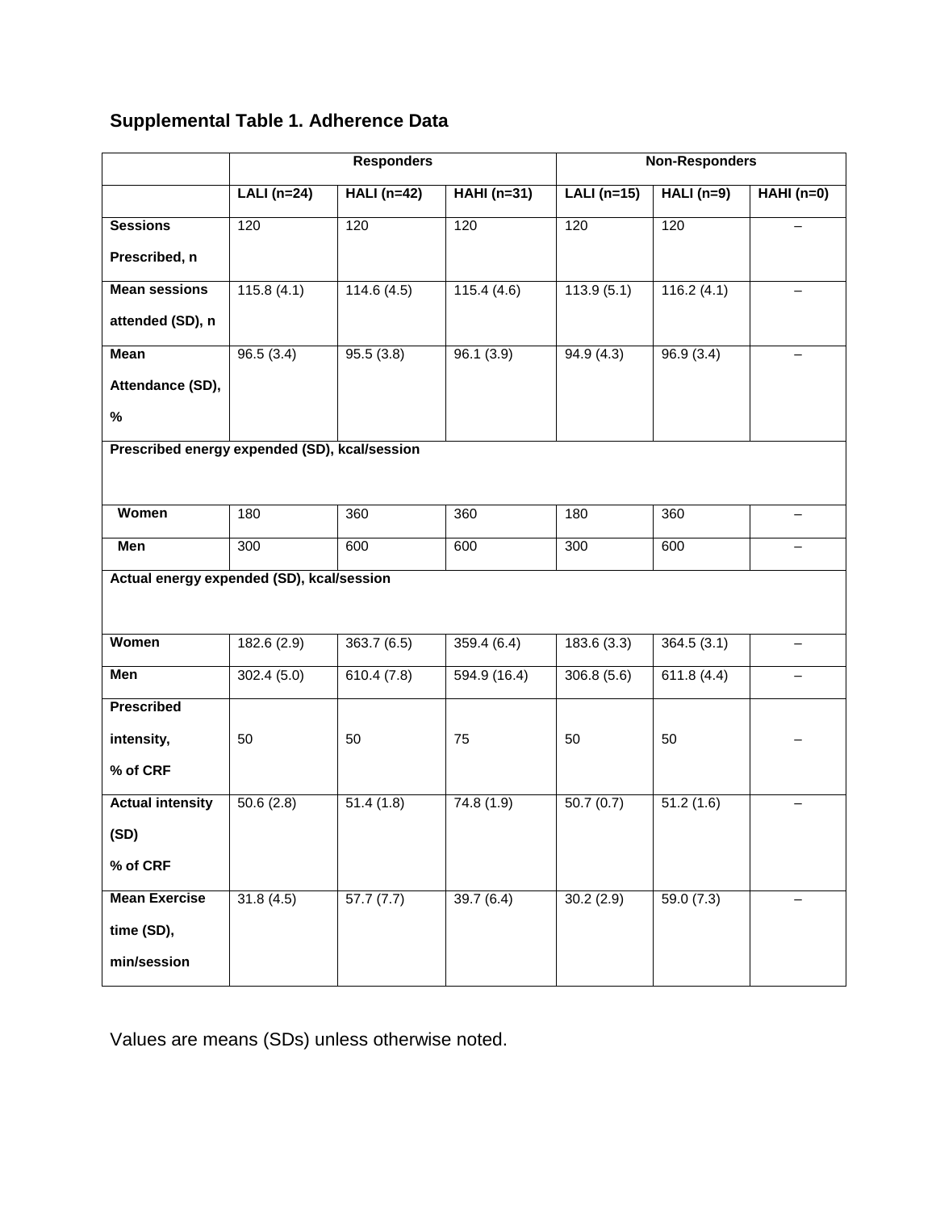## Supplemental Table 1. Adherence Data

| | Responders | | | Non-Responders | | |
|---|---|---|---|---|---|---|
| | LALI (n=24) | HALI (n=42) | HAHI (n=31) | LALI (n=15) | HALI (n=9) | HAHI (n=0) |
| **Sessions Prescribed, n** | 120 | 120 | 120 | 120 | 120 | – |
| **Mean sessions attended (SD), n** | 115.8 (4.1) | 114.6 (4.5) | 115.4 (4.6) | 113.9 (5.1) | 116.2 (4.1) | – |
| **Mean Attendance (SD), %** | 96.5 (3.4) | 95.5 (3.8) | 96.1 (3.9) | 94.9 (4.3) | 96.9 (3.4) | – |
| **Prescribed energy expended (SD), kcal/session** | | | | | | |
| **Women** | 180 | 360 | 360 | 180 | 360 | – |
| **Men** | 300 | 600 | 600 | 300 | 600 | – |
| **Actual energy expended (SD), kcal/session** | | | | | | |
| **Women** | 182.6 (2.9) | 363.7 (6.5) | 359.4 (6.4) | 183.6 (3.3) | 364.5 (3.1) | – |
| **Men** | 302.4 (5.0) | 610.4 (7.8) | 594.9 (16.4) | 306.8 (5.6) | 611.8 (4.4) | – |
| **Prescribed intensity, % of CRF** | 50 | 50 | 75 | 50 | 50 | – |
| **Actual intensity (SD) % of CRF** | 50.6 (2.8) | 51.4 (1.8) | 74.8 (1.9) | 50.7 (0.7) | 51.2 (1.6) | – |
| **Mean Exercise time (SD), min/session** | 31.8 (4.5) | 57.7 (7.7) | 39.7 (6.4) | 30.2 (2.9) | 59.0 (7.3) | – |

Values are means (SDs) unless otherwise noted.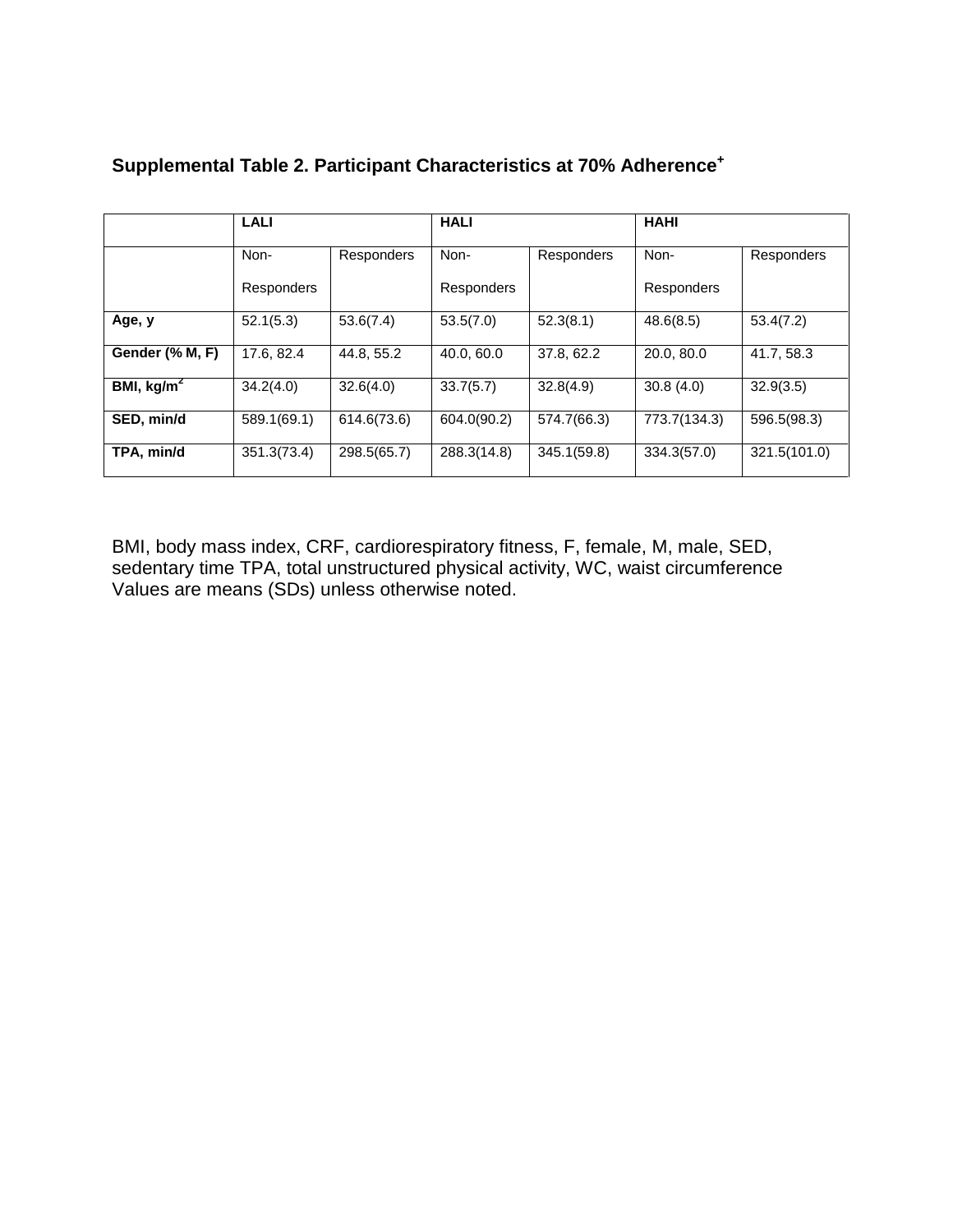## Supplemental Table 2. Participant Characteristics at 70% Adherence[+]

| | LALI | | HALI | | HAHI | |
|---|---|---|---|---|---|---|
| | Non-Responders | Responders | Non-Responders | Responders | Non-Responders | Responders |
| **Age, y** | 52.1(5.3) | 53.6(7.4) | 53.5(7.0) | 52.3(8.1) | 48.6(8.5) | 53.4(7.2) |
| **Gender (% M, F)** | 17.6, 82.4 | 44.8, 55.2 | 40.0, 60.0 | 37.8, 62.2 | 20.0, 80.0 | 41.7, 58.3 |
| **BMI, kg/m$^2$** | 34.2(4.0) | 32.6(4.0) | 33.7(5.7) | 32.8(4.9) | 30.8 (4.0) | 32.9(3.5) |
| **SED, min/d** | 589.1(69.1) | 614.6(73.6) | 604.0(90.2) | 574.7(66.3) | 773.7(134.3) | 596.5(98.3) |
| **TPA, min/d** | 351.3(73.4) | 298.5(65.7) | 288.3(14.8) | 345.1(59.8) | 334.3(57.0) | 321.5(101.0) |

BMI, body mass index, CRF, cardiorespiratory fitness, F, female, M, male, SED, sedentary time TPA, total unstructured physical activity, WC, waist circumference
Values are means (SDs) unless otherwise noted.